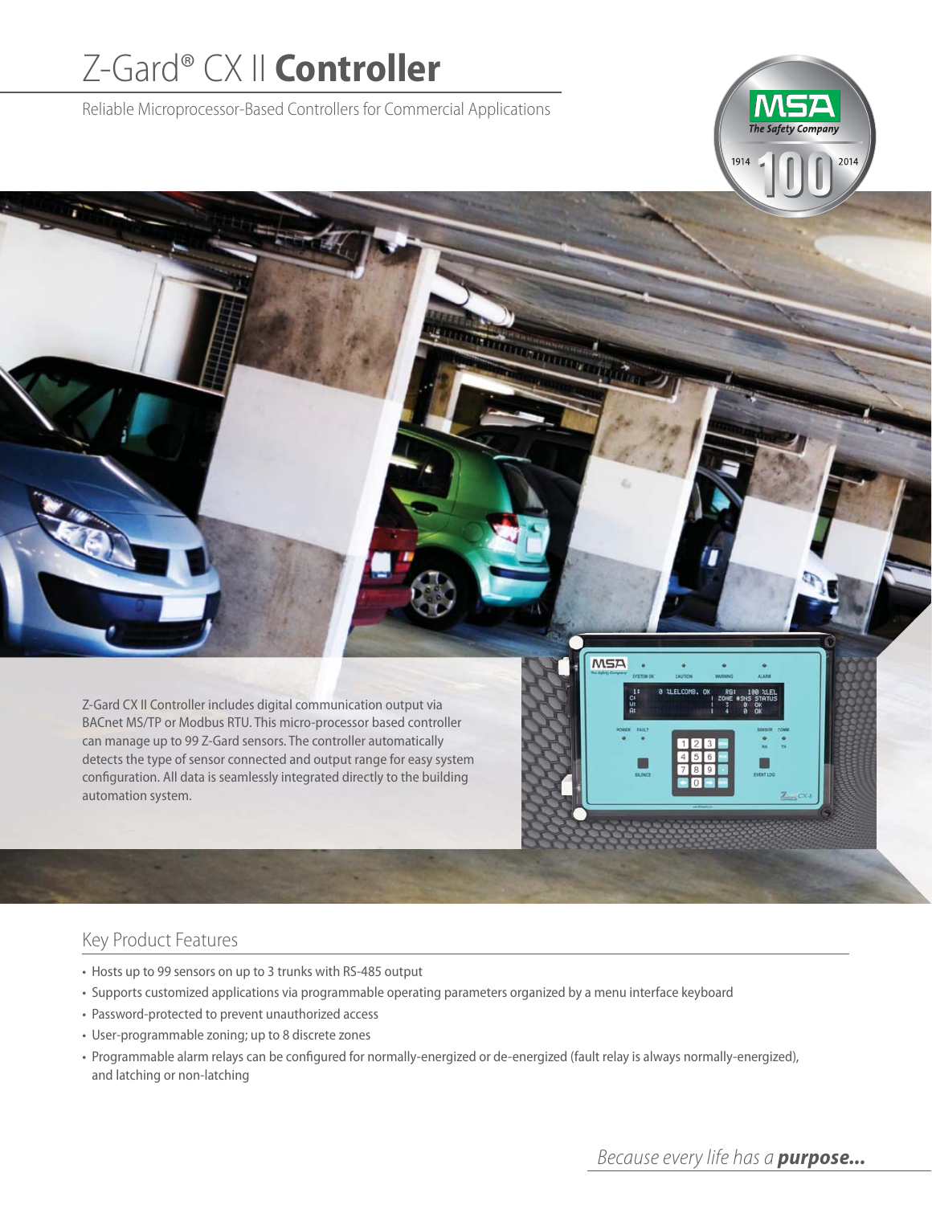# Z-Gard® CX II **Controller**

Reliable Microprocessor-Based Controllers for Commercial Applications

Z-Gard CX II Controller includes digital communication output via BACnet MS/TP or Modbus RTU. This micro-processor based controller can manage up to 99 Z-Gard sensors. The controller automatically detects the type of sensor connected and output range for easy system configuration. All data is seamlessly integrated directly to the building automation system.

## Key Product Features

- Hosts up to 99 sensors on up to 3 trunks with RS-485 output
- Supports customized applications via programmable operating parameters organized by a menu interface keyboard
- Password-protected to prevent unauthorized access
- User-programmable zoning; up to 8 discrete zones
- Programmable alarm relays can be configured for normally-energized or de-energized (fault relay is always normally-energized), and latching or non-latching

*Because every life has a* ***purpose...***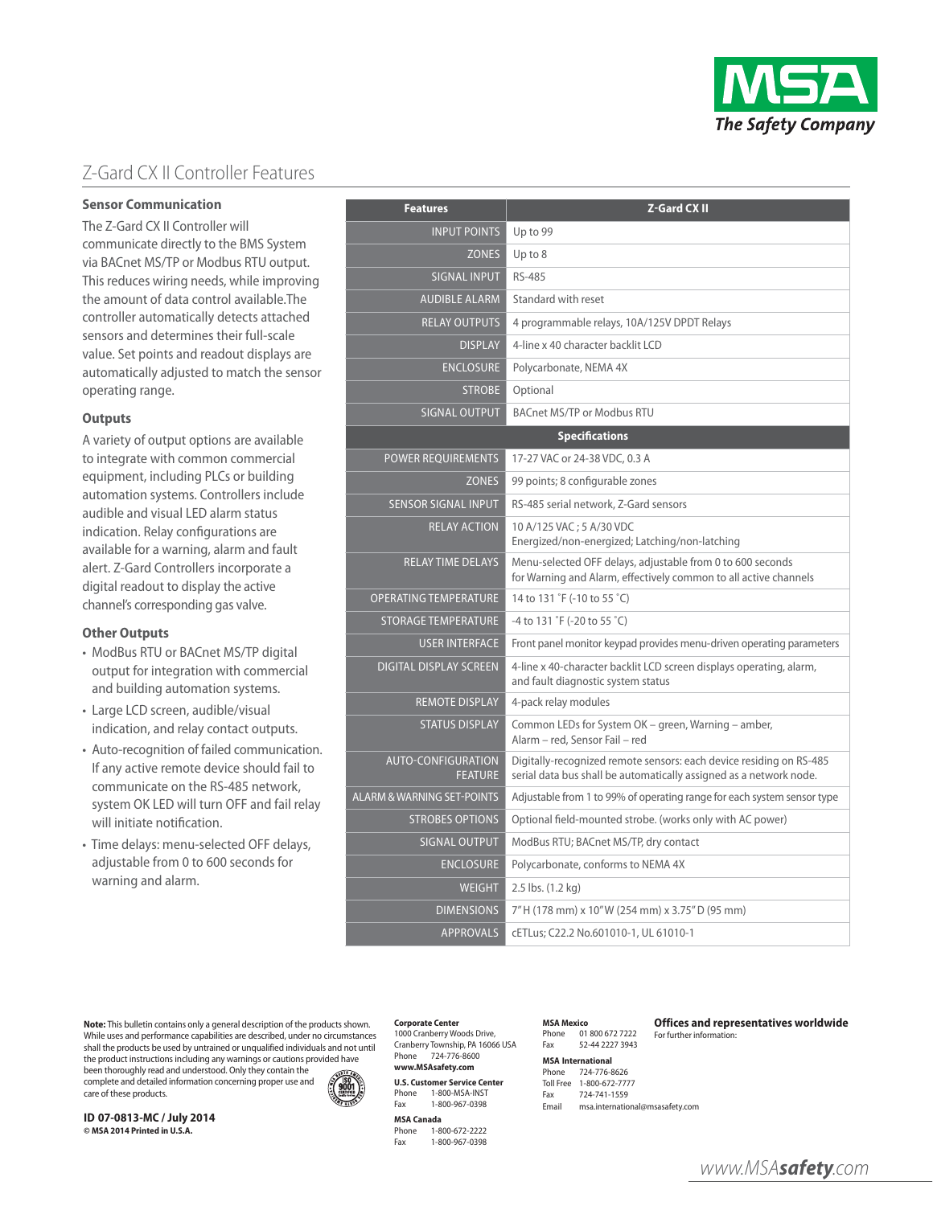## Z-Gard CX II Controller Features

### Sensor Communication

The Z-Gard CX II Controller will communicate directly to the BMS System via BACnet MS/TP or Modbus RTU output. This reduces wiring needs, while improving the amount of data control available.The controller automatically detects attached sensors and determines their full-scale value. Set points and readout displays are automatically adjusted to match the sensor operating range.

### Outputs

A variety of output options are available to integrate with common commercial equipment, including PLCs or building automation systems. Controllers include audible and visual LED alarm status indication. Relay configurations are available for a warning, alarm and fault alert. Z-Gard Controllers incorporate a digital readout to display the active channel's corresponding gas valve.

### Other Outputs

- ModBus RTU or BACnet MS/TP digital output for integration with commercial and building automation systems.
- Large LCD screen, audible/visual indication, and relay contact outputs.
- Auto-recognition of failed communication. If any active remote device should fail to communicate on the RS-485 network, system OK LED will turn OFF and fail relay will initiate notification.
- Time delays: menu-selected OFF delays, adjustable from 0 to 600 seconds for warning and alarm.

| Features | Z-Gard CX II |
|---|---|
| INPUT POINTS | Up to 99 |
| ZONES | Up to 8 |
| SIGNAL INPUT | RS-485 |
| AUDIBLE ALARM | Standard with reset |
| RELAY OUTPUTS | 4 programmable relays, 10A/125V DPDT Relays |
| DISPLAY | 4-line x 40 character backlit LCD |
| ENCLOSURE | Polycarbonate, NEMA 4X |
| STROBE | Optional |
| SIGNAL OUTPUT | BACnet MS/TP or Modbus RTU |
| **Specifications** | |
| POWER REQUIREMENTS | 17-27 VAC or 24-38 VDC, 0.3 A |
| ZONES | 99 points; 8 configurable zones |
| SENSOR SIGNAL INPUT | RS-485 serial network, Z-Gard sensors |
| RELAY ACTION | 10 A/125 VAC ; 5 A/30 VDC<br>Energized/non-energized; Latching/non-latching |
| RELAY TIME DELAYS | Menu-selected OFF delays, adjustable from 0 to 600 seconds for Warning and Alarm, effectively common to all active channels |
| OPERATING TEMPERATURE | 14 to 131 ˚F (-10 to 55 ˚C) |
| STORAGE TEMPERATURE | -4 to 131 ˚F (-20 to 55 ˚C) |
| USER INTERFACE | Front panel monitor keypad provides menu-driven operating parameters |
| DIGITAL DISPLAY SCREEN | 4-line x 40-character backlit LCD screen displays operating, alarm, and fault diagnostic system status |
| REMOTE DISPLAY | 4-pack relay modules |
| STATUS DISPLAY | Common LEDs for System OK – green, Warning – amber, Alarm – red, Sensor Fail – red |
| AUTO-CONFIGURATION FEATURE | Digitally-recognized remote sensors: each device residing on RS-485 serial data bus shall be automatically assigned as a network node. |
| ALARM & WARNING SET-POINTS | Adjustable from 1 to 99% of operating range for each system sensor type |
| STROBES OPTIONS | Optional field-mounted strobe. (works only with AC power) |
| SIGNAL OUTPUT | ModBus RTU; BACnet MS/TP, dry contact |
| ENCLOSURE | Polycarbonate, conforms to NEMA 4X |
| WEIGHT | 2.5 lbs. (1.2 kg) |
| DIMENSIONS | 7" H (178 mm) x 10" W (254 mm) x 3.75" D (95 mm) |
| APPROVALS | cETLus; C22.2 No.601010-1, UL 61010-1 |

**Note:** This bulletin contains only a general description of the products shown. While uses and performance capabilities are described, under no circumstances shall the products be used by untrained or unqualified individuals and not until the product instructions including any warnings or cautions provided have been thoroughly read and understood. Only they contain the complete and detailed information concerning proper use and care of these products.

**ID 07-0813-MC / July 2014**
**© MSA 2014 Printed in U.S.A.**

**Corporate Center**
1000 Cranberry Woods Drive, Cranberry Township, PA 16066 USA
Phone 724-776-8600
**www.MSAsafety.com**

**U.S. Customer Service Center**
Phone 1-800-MSA-INST
Fax 1-800-967-0398

**MSA Canada**
Phone 1-800-672-2222
Fax 1-800-967-0398

**MSA Mexico**
Phone 01 800 672 7222
Fax 52-44 2227 3943

**MSA International**
Phone 724-776-8626
Toll Free 1-800-672-7777
Fax 724-741-1559
Email msa.international@msasafety.com

**Offices and representatives worldwide**
For further information:

www.MSAsafety.com